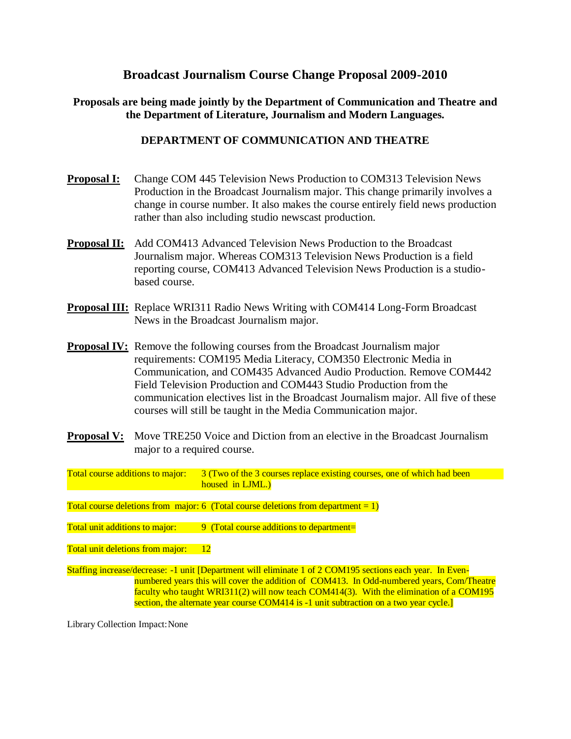# Broadcast Journalism Course Change Proposal 2009-2010

**Proposals are being made jointly by the Department of Communication and Theatre and the Department of Literature, Journalism and Modern Languages.**

## DEPARTMENT OF COMMUNICATION AND THEATRE

**Proposal I:** Change COM 445 Television News Production to COM313 Television News Production in the Broadcast Journalism major. This change primarily involves a change in course number. It also makes the course entirely field news production rather than also including studio newscast production.

**Proposal II:** Add COM413 Advanced Television News Production to the Broadcast Journalism major. Whereas COM313 Television News Production is a field reporting course, COM413 Advanced Television News Production is a studio-based course.

**Proposal III:** Replace WRI311 Radio News Writing with COM414 Long-Form Broadcast News in the Broadcast Journalism major.

**Proposal IV:** Remove the following courses from the Broadcast Journalism major requirements: COM195 Media Literacy, COM350 Electronic Media in Communication, and COM435 Advanced Audio Production. Remove COM442 Field Television Production and COM443 Studio Production from the communication electives list in the Broadcast Journalism major. All five of these courses will still be taught in the Media Communication major.

**Proposal V:** Move TRE250 Voice and Diction from an elective in the Broadcast Journalism major to a required course.

Total course additions to major: 3 (Two of the 3 courses replace existing courses, one of which had been housed in LJML.)

Total course deletions from major: 6 (Total course deletions from department = 1)

Total unit additions to major: 9 (Total course additions to department=

Total unit deletions from major: 12

Staffing increase/decrease: -1 unit [Department will eliminate 1 of 2 COM195 sections each year. In Even-numbered years this will cover the addition of COM413. In Odd-numbered years, Com/Theatre faculty who taught WRI311(2) will now teach COM414(3). With the elimination of a COM195 section, the alternate year course COM414 is -1 unit subtraction on a two year cycle.]

Library Collection Impact: None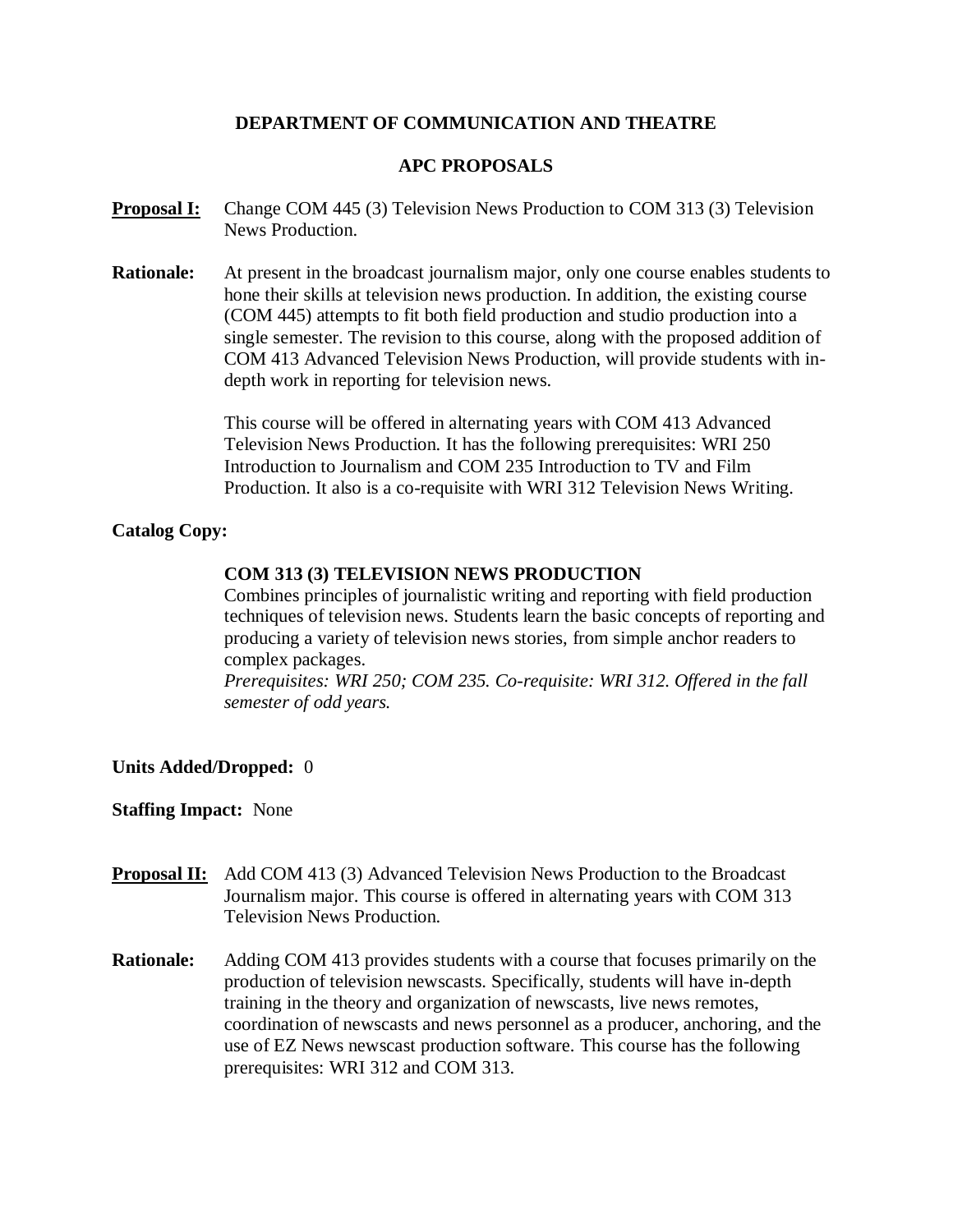## DEPARTMENT OF COMMUNICATION AND THEATRE

## APC PROPOSALS

**Proposal I:** Change COM 445 (3) Television News Production to COM 313 (3) Television News Production.

**Rationale:** At present in the broadcast journalism major, only one course enables students to hone their skills at television news production. In addition, the existing course (COM 445) attempts to fit both field production and studio production into a single semester. The revision to this course, along with the proposed addition of COM 413 Advanced Television News Production, will provide students with in-depth work in reporting for television news.

This course will be offered in alternating years with COM 413 Advanced Television News Production. It has the following prerequisites: WRI 250 Introduction to Journalism and COM 235 Introduction to TV and Film Production. It also is a co-requisite with WRI 312 Television News Writing.

**Catalog Copy:**

**COM 313 (3) TELEVISION NEWS PRODUCTION**
Combines principles of journalistic writing and reporting with field production techniques of television news. Students learn the basic concepts of reporting and producing a variety of television news stories, from simple anchor readers to complex packages.
*Prerequisites: WRI 250; COM 235. Co-requisite: WRI 312. Offered in the fall semester of odd years.*

**Units Added/Dropped:** 0

**Staffing Impact:** None

**Proposal II:** Add COM 413 (3) Advanced Television News Production to the Broadcast Journalism major. This course is offered in alternating years with COM 313 Television News Production.

**Rationale:** Adding COM 413 provides students with a course that focuses primarily on the production of television newscasts. Specifically, students will have in-depth training in the theory and organization of newscasts, live news remotes, coordination of newscasts and news personnel as a producer, anchoring, and the use of EZ News newscast production software. This course has the following prerequisites: WRI 312 and COM 313.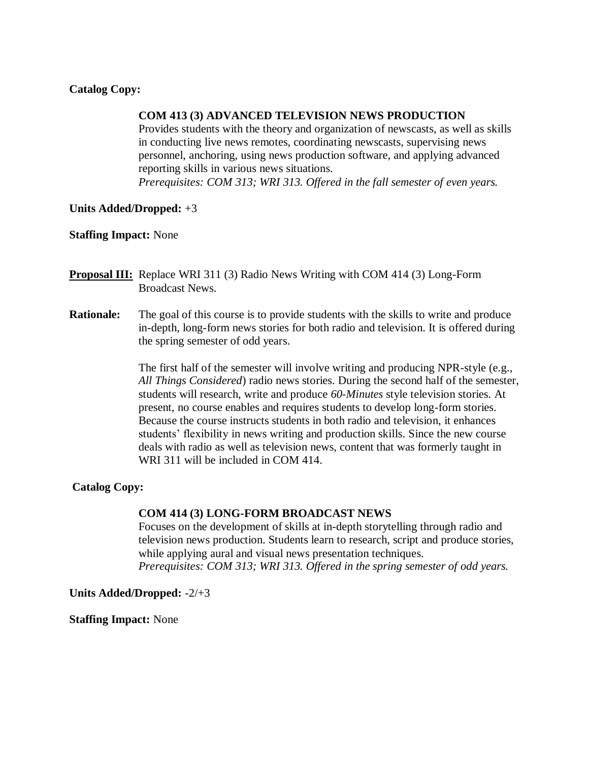**Catalog Copy:**

> **COM 413 (3) ADVANCED TELEVISION NEWS PRODUCTION**
> Provides students with the theory and organization of newscasts, as well as skills in conducting live news remotes, coordinating newscasts, supervising news personnel, anchoring, using news production software, and applying advanced reporting skills in various news situations.
> *Prerequisites: COM 313; WRI 313. Offered in the fall semester of even years.*

**Units Added/Dropped:** +3

**Staffing Impact:** None

**<u>Proposal III:</u>** Replace WRI 311 (3) Radio News Writing with COM 414 (3) Long-Form Broadcast News.

**Rationale:** The goal of this course is to provide students with the skills to write and produce in-depth, long-form news stories for both radio and television. It is offered during the spring semester of odd years.

The first half of the semester will involve writing and producing NPR-style (e.g., *All Things Considered*) radio news stories. During the second half of the semester, students will research, write and produce *60-Minutes* style television stories. At present, no course enables and requires students to develop long-form stories. Because the course instructs students in both radio and television, it enhances students' flexibility in news writing and production skills. Since the new course deals with radio as well as television news, content that was formerly taught in WRI 311 will be included in COM 414.

**Catalog Copy:**

> **COM 414 (3) LONG-FORM BROADCAST NEWS**
> Focuses on the development of skills at in-depth storytelling through radio and television news production. Students learn to research, script and produce stories, while applying aural and visual news presentation techniques.
> *Prerequisites: COM 313; WRI 313. Offered in the spring semester of odd years.*

**Units Added/Dropped:** -2/+3

**Staffing Impact:** None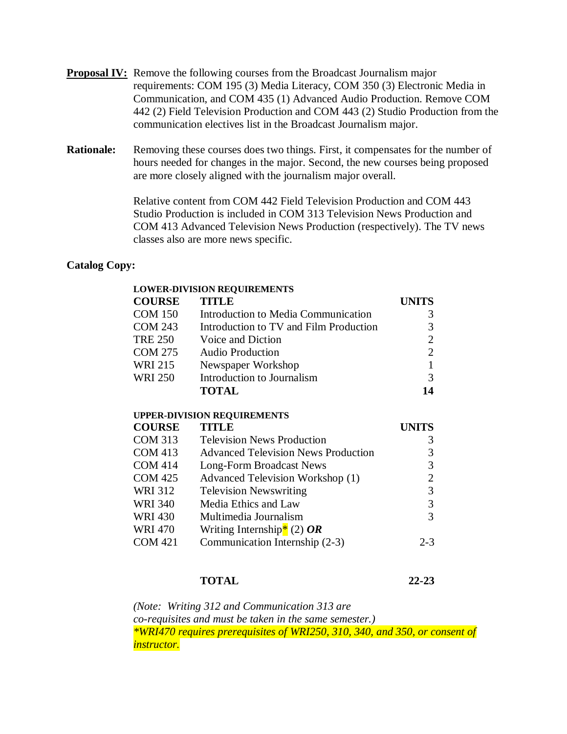**Proposal IV:** Remove the following courses from the Broadcast Journalism major requirements: COM 195 (3) Media Literacy, COM 350 (3) Electronic Media in Communication, and COM 435 (1) Advanced Audio Production. Remove COM 442 (2) Field Television Production and COM 443 (2) Studio Production from the communication electives list in the Broadcast Journalism major.

**Rationale:** Removing these courses does two things. First, it compensates for the number of hours needed for changes in the major. Second, the new courses being proposed are more closely aligned with the journalism major overall.

Relative content from COM 442 Field Television Production and COM 443 Studio Production is included in COM 313 Television News Production and COM 413 Advanced Television News Production (respectively). The TV news classes also are more news specific.

**Catalog Copy:**

**LOWER-DIVISION REQUIREMENTS**

| COURSE | TITLE | UNITS |
|---|---|---|
| COM 150 | Introduction to Media Communication | 3 |
| COM 243 | Introduction to TV and Film Production | 3 |
| TRE 250 | Voice and Diction | 2 |
| COM 275 | Audio Production | 2 |
| WRI 215 | Newspaper Workshop | 1 |
| WRI 250 | Introduction to Journalism | 3 |
| | **TOTAL** | **14** |

**UPPER-DIVISION REQUIREMENTS**

| COURSE | TITLE | UNITS |
|---|---|---|
| COM 313 | Television News Production | 3 |
| COM 413 | Advanced Television News Production | 3 |
| COM 414 | Long-Form Broadcast News | 3 |
| COM 425 | Advanced Television Workshop (1) | 2 |
| WRI 312 | Television Newswriting | 3 |
| WRI 340 | Media Ethics and Law | 3 |
| WRI 430 | Multimedia Journalism | 3 |
| WRI 470 | Writing Internship* (2) ***OR*** | |
| COM 421 | Communication Internship (2-3) | 2-3 |
| | **TOTAL** | **22-23** |

*(Note: Writing 312 and Communication 313 are co-requisites and must be taken in the same semester.)*

**WRI470 requires prerequisites of WRI250, 310, 340, and 350, or consent of instructor.*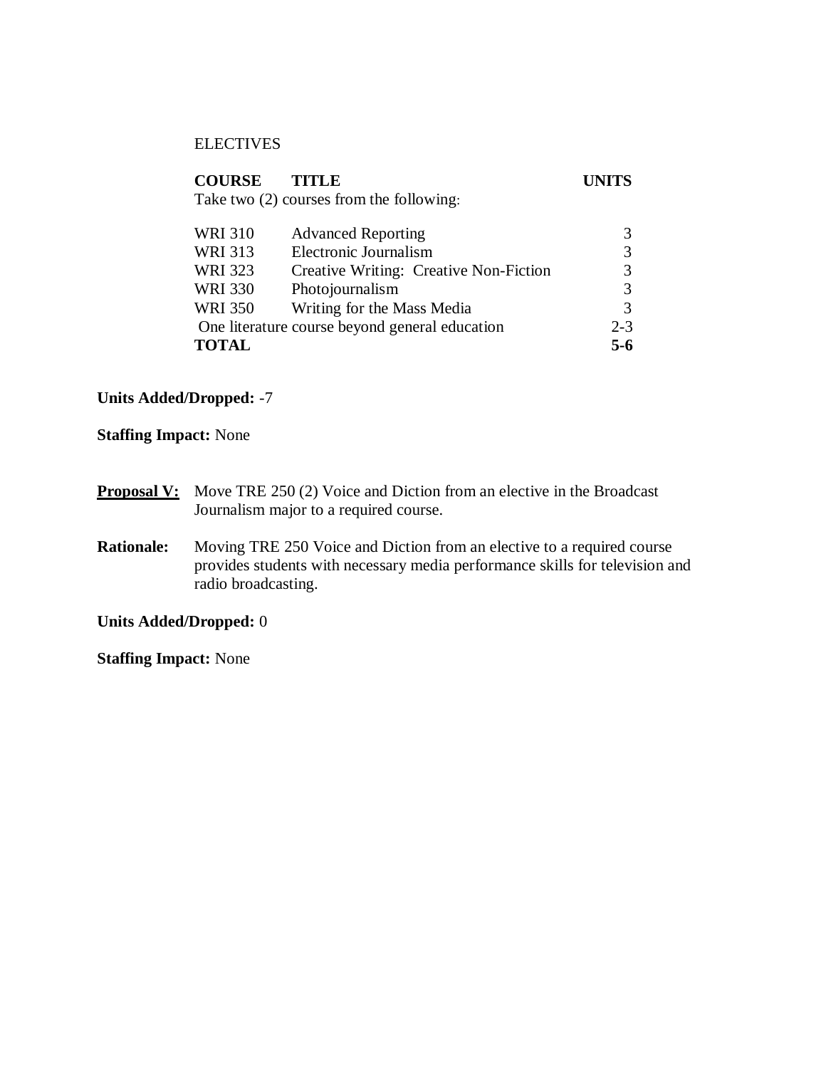ELECTIVES

| COURSE | TITLE | UNITS |
|---|---|---|
| Take two (2) courses from the following: | | |
| WRI 310 | Advanced Reporting | 3 |
| WRI 313 | Electronic Journalism | 3 |
| WRI 323 | Creative Writing: Creative Non-Fiction | 3 |
| WRI 330 | Photojournalism | 3 |
| WRI 350 | Writing for the Mass Media | 3 |
| One literature course beyond general education | | 2-3 |
| **TOTAL** | | **5-6** |

**Units Added/Dropped:** -7

**Staffing Impact:** None

**<u>Proposal V:</u>** Move TRE 250 (2) Voice and Diction from an elective in the Broadcast Journalism major to a required course.

**Rationale:** Moving TRE 250 Voice and Diction from an elective to a required course provides students with necessary media performance skills for television and radio broadcasting.

**Units Added/Dropped:** 0

**Staffing Impact:** None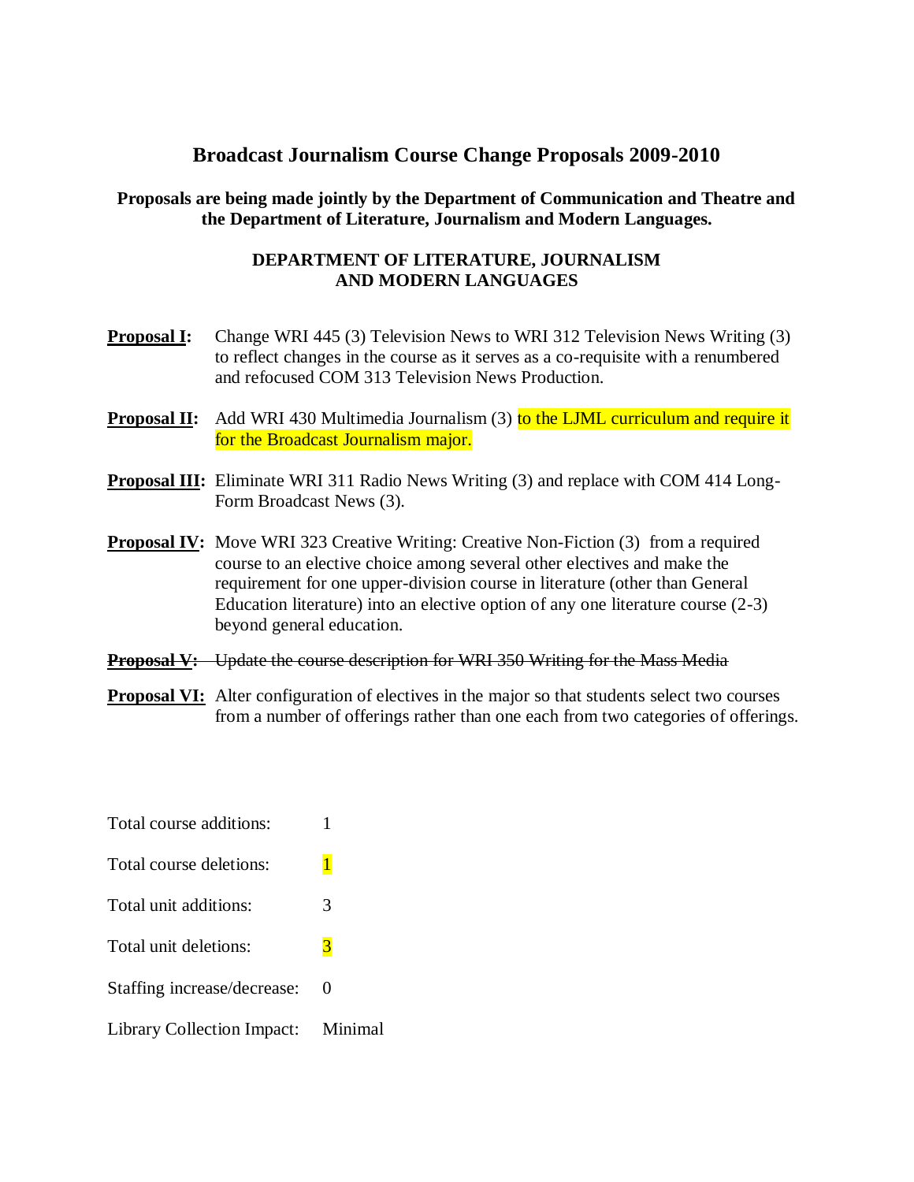# Broadcast Journalism Course Change Proposals 2009-2010

**Proposals are being made jointly by the Department of Communication and Theatre and the Department of Literature, Journalism and Modern Languages.**

**DEPARTMENT OF LITERATURE, JOURNALISM AND MODERN LANGUAGES**

**Proposal I:** Change WRI 445 (3) Television News to WRI 312 Television News Writing (3) to reflect changes in the course as it serves as a co-requisite with a renumbered and refocused COM 313 Television News Production.

**Proposal II:** Add WRI 430 Multimedia Journalism (3) to the LJML curriculum and require it for the Broadcast Journalism major.

**Proposal III:** Eliminate WRI 311 Radio News Writing (3) and replace with COM 414 Long-Form Broadcast News (3).

**Proposal IV:** Move WRI 323 Creative Writing: Creative Non-Fiction (3) from a required course to an elective choice among several other electives and make the requirement for one upper-division course in literature (other than General Education literature) into an elective option of any one literature course (2-3) beyond general education.

~~**Proposal V:** Update the course description for WRI 350 Writing for the Mass Media~~

**Proposal VI:** Alter configuration of electives in the major so that students select two courses from a number of offerings rather than one each from two categories of offerings.

| | |
|---|---|
| Total course additions: | 1 |
| Total course deletions: | 1 |
| Total unit additions: | 3 |
| Total unit deletions: | 3 |
| Staffing increase/decrease: | 0 |
| Library Collection Impact: | Minimal |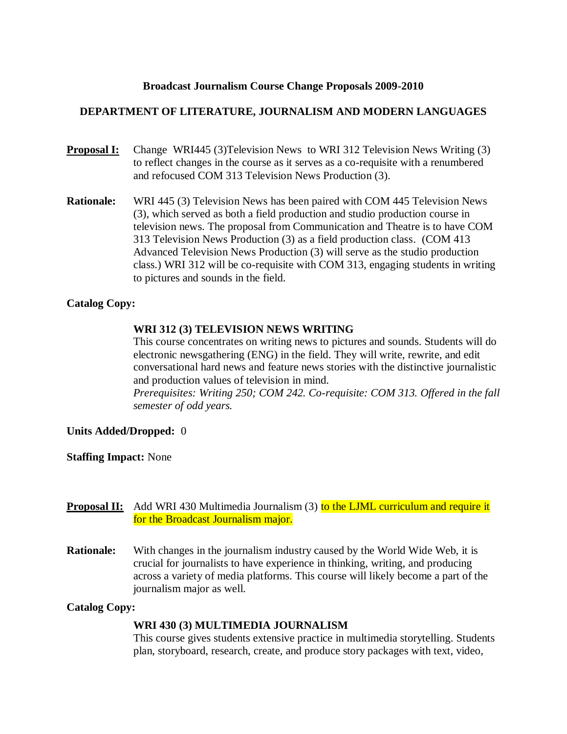**Broadcast Journalism Course Change Proposals 2009-2010**

**DEPARTMENT OF LITERATURE, JOURNALISM AND MODERN LANGUAGES**

**Proposal I:** Change WRI445 (3)Television News to WRI 312 Television News Writing (3) to reflect changes in the course as it serves as a co-requisite with a renumbered and refocused COM 313 Television News Production (3).

**Rationale:** WRI 445 (3) Television News has been paired with COM 445 Television News (3), which served as both a field production and studio production course in television news. The proposal from Communication and Theatre is to have COM 313 Television News Production (3) as a field production class. (COM 413 Advanced Television News Production (3) will serve as the studio production class.) WRI 312 will be co-requisite with COM 313, engaging students in writing to pictures and sounds in the field.

**Catalog Copy:**

**WRI 312 (3) TELEVISION NEWS WRITING**
This course concentrates on writing news to pictures and sounds. Students will do electronic newsgathering (ENG) in the field. They will write, rewrite, and edit conversational hard news and feature news stories with the distinctive journalistic and production values of television in mind.
*Prerequisites: Writing 250; COM 242. Co-requisite: COM 313. Offered in the fall semester of odd years.*

**Units Added/Dropped:** 0

**Staffing Impact:** None

**Proposal II:** Add WRI 430 Multimedia Journalism (3) to the LJML curriculum and require it for the Broadcast Journalism major.

**Rationale:** With changes in the journalism industry caused by the World Wide Web, it is crucial for journalists to have experience in thinking, writing, and producing across a variety of media platforms. This course will likely become a part of the journalism major as well.

**Catalog Copy:**

**WRI 430 (3) MULTIMEDIA JOURNALISM**
This course gives students extensive practice in multimedia storytelling. Students plan, storyboard, research, create, and produce story packages with text, video,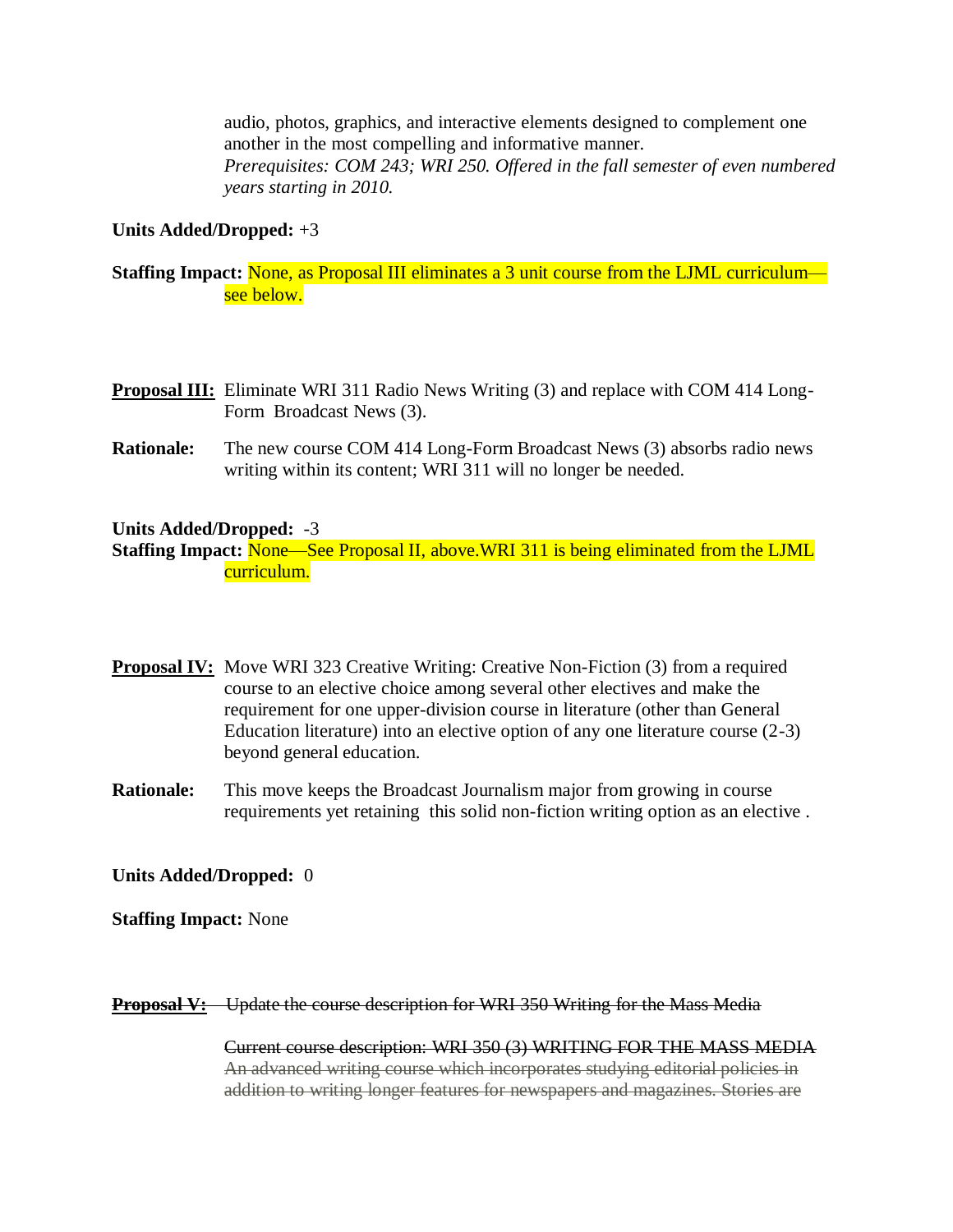audio, photos, graphics, and interactive elements designed to complement one another in the most compelling and informative manner.
*Prerequisites: COM 243; WRI 250. Offered in the fall semester of even numbered years starting in 2010.*

**Units Added/Dropped:** +3

**Staffing Impact:** None, as Proposal III eliminates a 3 unit course from the LJML curriculum—see below.

**Proposal III:** Eliminate WRI 311 Radio News Writing (3) and replace with COM 414 Long-Form Broadcast News (3).

**Rationale:** The new course COM 414 Long-Form Broadcast News (3) absorbs radio news writing within its content; WRI 311 will no longer be needed.

**Units Added/Dropped:** -3

**Staffing Impact:** None—See Proposal II, above.WRI 311 is being eliminated from the LJML curriculum.

**Proposal IV:** Move WRI 323 Creative Writing: Creative Non-Fiction (3) from a required course to an elective choice among several other electives and make the requirement for one upper-division course in literature (other than General Education literature) into an elective option of any one literature course (2-3) beyond general education.

**Rationale:** This move keeps the Broadcast Journalism major from growing in course requirements yet retaining this solid non-fiction writing option as an elective .

**Units Added/Dropped:** 0

**Staffing Impact:** None

~~**Proposal V:** Update the course description for WRI 350 Writing for the Mass Media~~

~~Current course description: WRI 350 (3) WRITING FOR THE MASS MEDIA~~
~~An advanced writing course which incorporates studying editorial policies in addition to writing longer features for newspapers and magazines. Stories are~~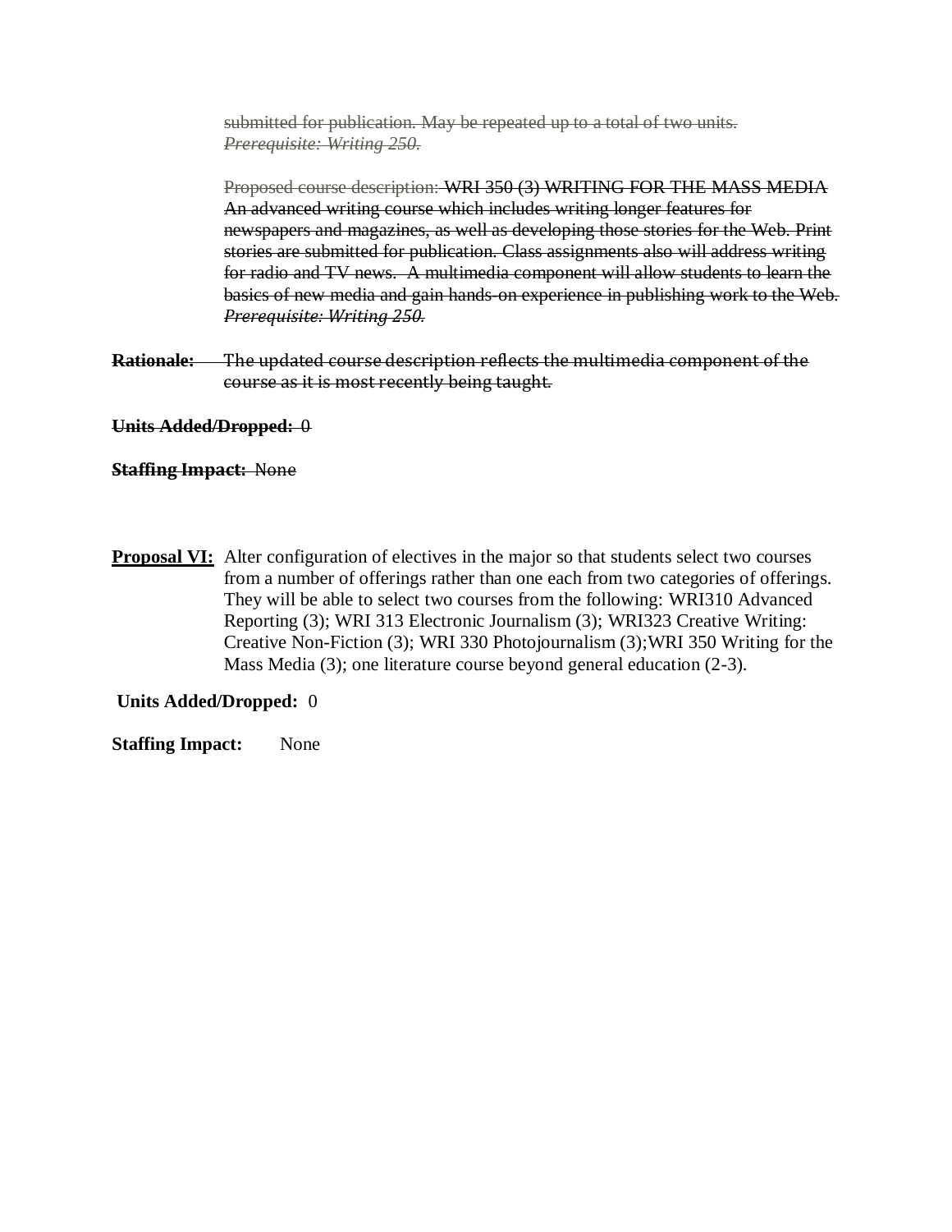~~submitted for publication. May be repeated up to a total of two units. *Prerequisite: Writing 250*.~~

~~Proposed course description: WRI 350 (3) WRITING FOR THE MASS MEDIA An advanced writing course which includes writing longer features for newspapers and magazines, as well as developing those stories for the Web. Print stories are submitted for publication. Class assignments also will address writing for radio and TV news. A multimedia component will allow students to learn the basics of new media and gain hands-on experience in publishing work to the Web. *Prerequisite: Writing 250*.~~

~~**Rationale:** The updated course description reflects the multimedia component of the course as it is most recently being taught.~~

~~**Units Added/Dropped:** 0~~

~~**Staffing Impact:** None~~

**Proposal VI:** Alter configuration of electives in the major so that students select two courses from a number of offerings rather than one each from two categories of offerings. They will be able to select two courses from the following: WRI310 Advanced Reporting (3); WRI 313 Electronic Journalism (3); WRI323 Creative Writing: Creative Non-Fiction (3); WRI 330 Photojournalism (3);WRI 350 Writing for the Mass Media (3); one literature course beyond general education (2-3).

**Units Added/Dropped:** 0

**Staffing Impact:** None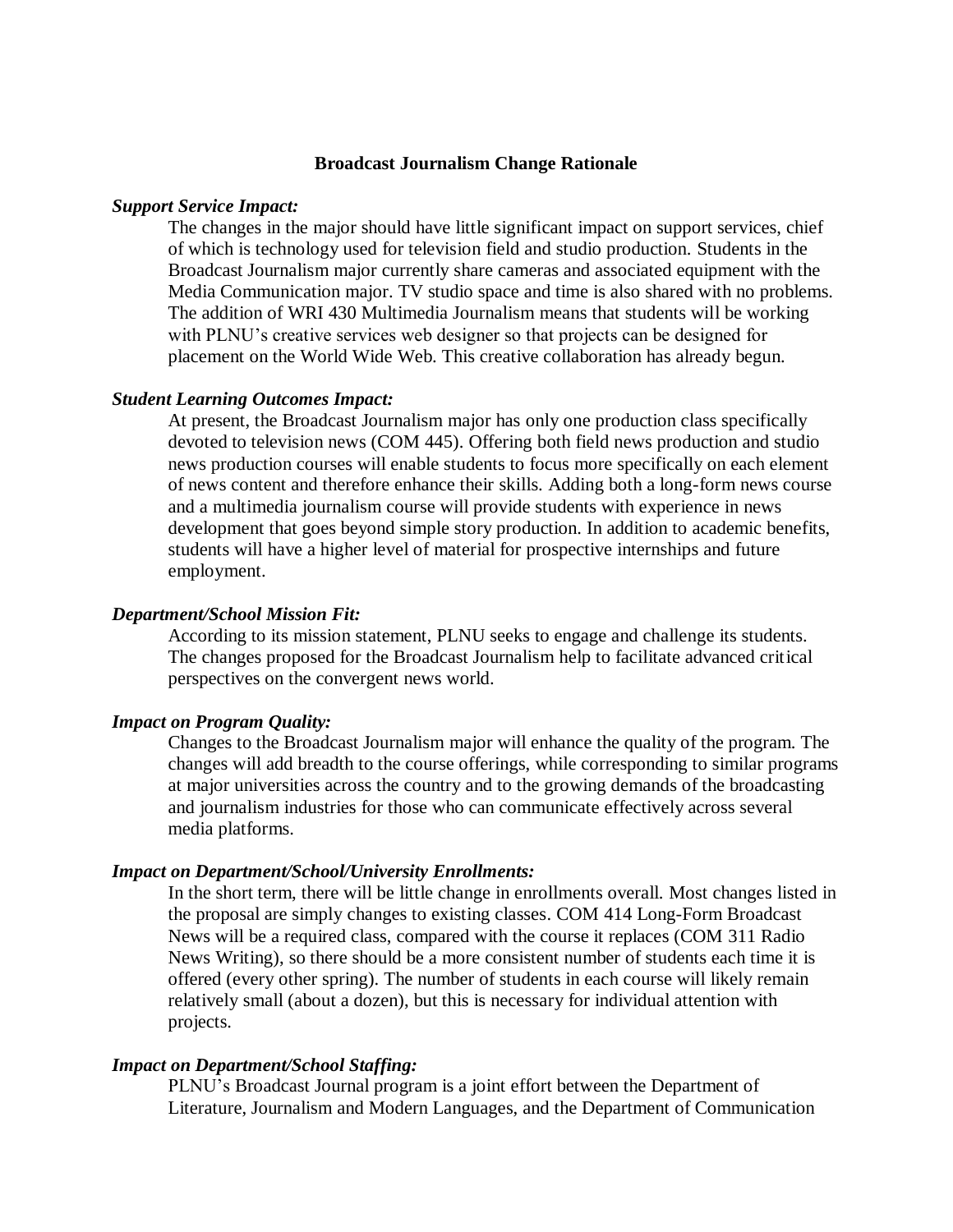## Broadcast Journalism Change Rationale

***Support Service Impact:***

The changes in the major should have little significant impact on support services, chief of which is technology used for television field and studio production. Students in the Broadcast Journalism major currently share cameras and associated equipment with the Media Communication major. TV studio space and time is also shared with no problems. The addition of WRI 430 Multimedia Journalism means that students will be working with PLNU's creative services web designer so that projects can be designed for placement on the World Wide Web. This creative collaboration has already begun.

***Student Learning Outcomes Impact:***

At present, the Broadcast Journalism major has only one production class specifically devoted to television news (COM 445). Offering both field news production and studio news production courses will enable students to focus more specifically on each element of news content and therefore enhance their skills. Adding both a long-form news course and a multimedia journalism course will provide students with experience in news development that goes beyond simple story production. In addition to academic benefits, students will have a higher level of material for prospective internships and future employment.

***Department/School Mission Fit:***

According to its mission statement, PLNU seeks to engage and challenge its students. The changes proposed for the Broadcast Journalism help to facilitate advanced critical perspectives on the convergent news world.

***Impact on Program Quality:***

Changes to the Broadcast Journalism major will enhance the quality of the program. The changes will add breadth to the course offerings, while corresponding to similar programs at major universities across the country and to the growing demands of the broadcasting and journalism industries for those who can communicate effectively across several media platforms.

***Impact on Department/School/University Enrollments:***

In the short term, there will be little change in enrollments overall. Most changes listed in the proposal are simply changes to existing classes. COM 414 Long-Form Broadcast News will be a required class, compared with the course it replaces (COM 311 Radio News Writing), so there should be a more consistent number of students each time it is offered (every other spring). The number of students in each course will likely remain relatively small (about a dozen), but this is necessary for individual attention with projects.

***Impact on Department/School Staffing:***

PLNU's Broadcast Journal program is a joint effort between the Department of Literature, Journalism and Modern Languages, and the Department of Communication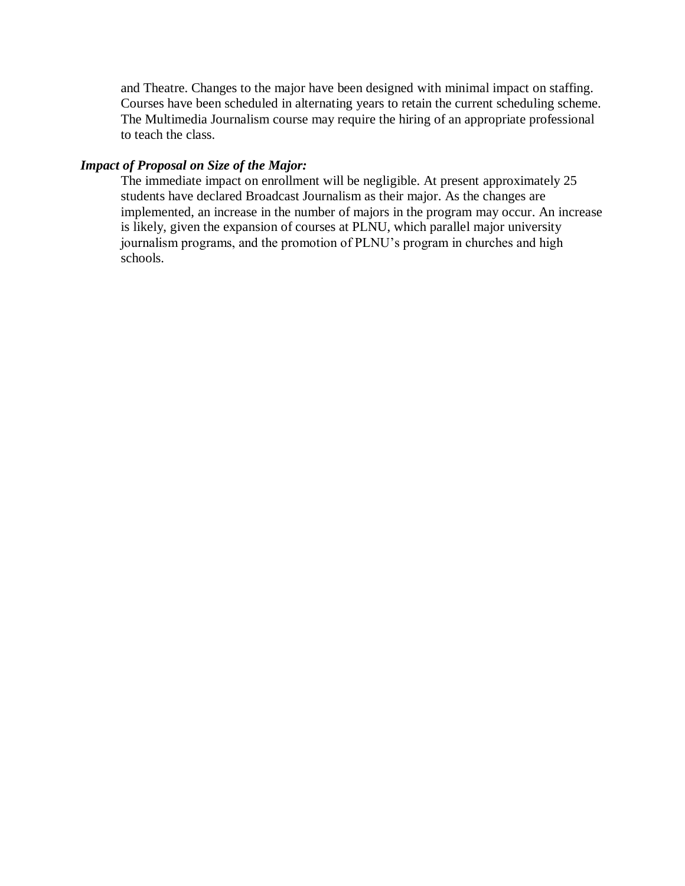and Theatre. Changes to the major have been designed with minimal impact on staffing. Courses have been scheduled in alternating years to retain the current scheduling scheme. The Multimedia Journalism course may require the hiring of an appropriate professional to teach the class.

***Impact of Proposal on Size of the Major:***

The immediate impact on enrollment will be negligible. At present approximately 25 students have declared Broadcast Journalism as their major. As the changes are implemented, an increase in the number of majors in the program may occur. An increase is likely, given the expansion of courses at PLNU, which parallel major university journalism programs, and the promotion of PLNU's program in churches and high schools.